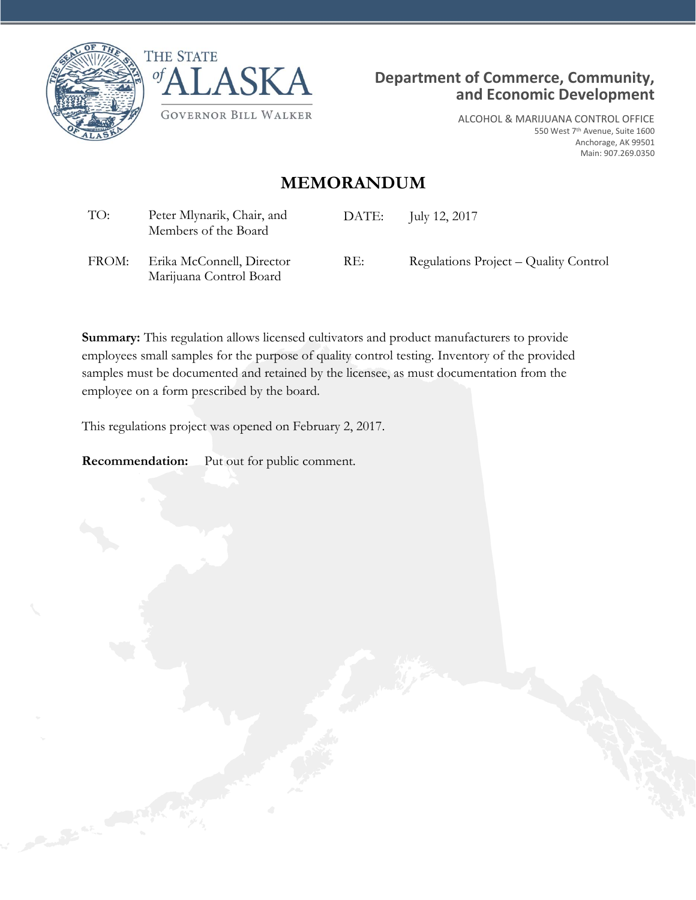THE STATE of ALASKA

GOVERNOR BILL WALKER

**Department of Commerce, Community, and Economic Development**

ALCOHOL & MARIJUANA CONTROL OFFICE
550 West 7th Avenue, Suite 1600
Anchorage, AK 99501
Main: 907.269.0350

# MEMORANDUM

| | | | |
|---|---|---|---|
| TO: | Peter Mlynarik, Chair, and Members of the Board | DATE: | July 12, 2017 |
| FROM: | Erika McConnell, Director Marijuana Control Board | RE: | Regulations Project – Quality Control |

**Summary:** This regulation allows licensed cultivators and product manufacturers to provide employees small samples for the purpose of quality control testing. Inventory of the provided samples must be documented and retained by the licensee, as must documentation from the employee on a form prescribed by the board.

This regulations project was opened on February 2, 2017.

**Recommendation:** Put out for public comment.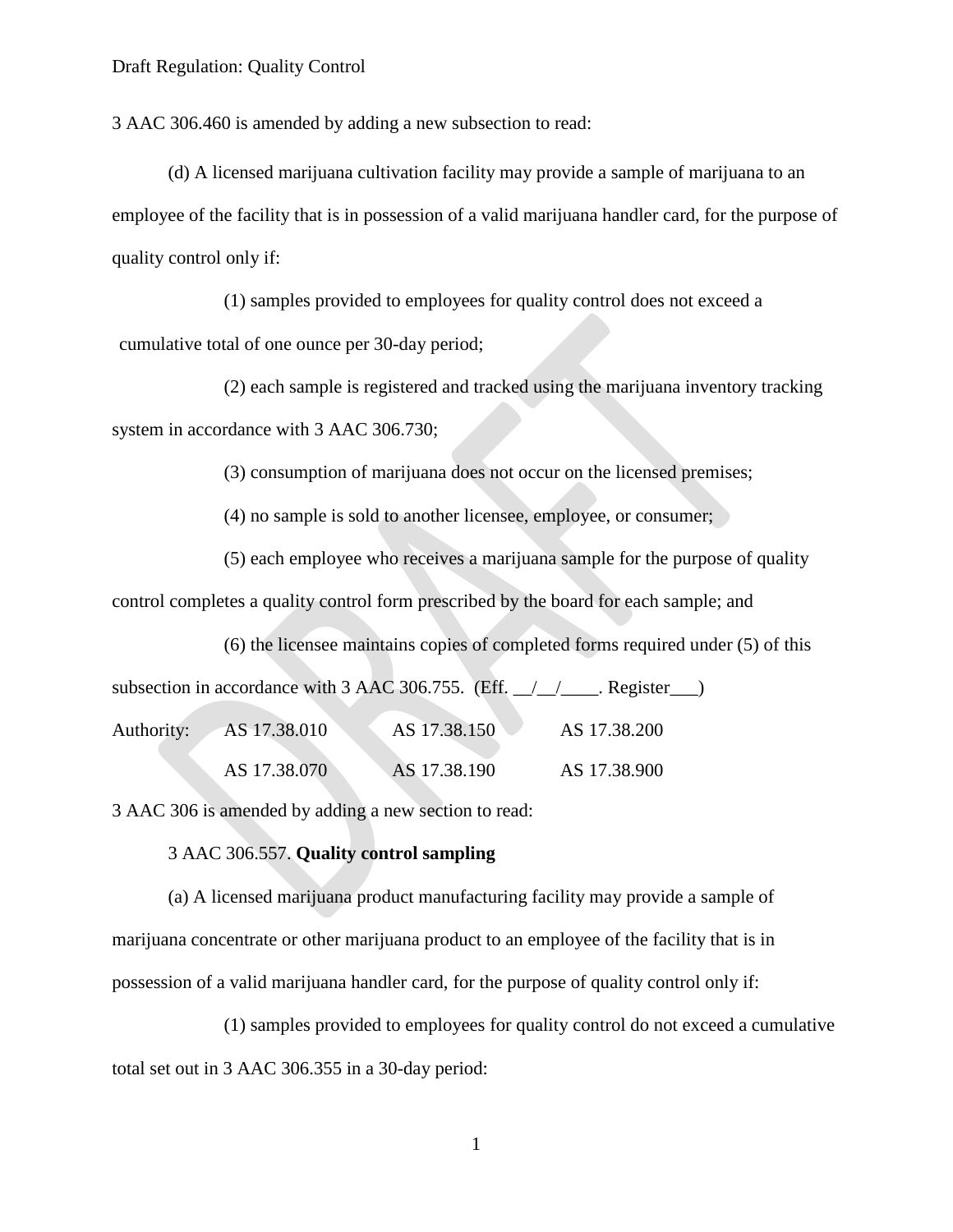Draft Regulation: Quality Control

3 AAC 306.460 is amended by adding a new subsection to read:

(d) A licensed marijuana cultivation facility may provide a sample of marijuana to an employee of the facility that is in possession of a valid marijuana handler card, for the purpose of quality control only if:

(1) samples provided to employees for quality control does not exceed a cumulative total of one ounce per 30-day period;

(2) each sample is registered and tracked using the marijuana inventory tracking system in accordance with 3 AAC 306.730;

(3) consumption of marijuana does not occur on the licensed premises;

(4) no sample is sold to another licensee, employee, or consumer;

(5) each employee who receives a marijuana sample for the purpose of quality control completes a quality control form prescribed by the board for each sample; and

(6) the licensee maintains copies of completed forms required under (5) of this subsection in accordance with 3 AAC 306.755. (Eff. __/__/____. Register___)

| Authority: | AS 17.38.010 | AS 17.38.150 | AS 17.38.200 |
|---|---|---|---|
| | AS 17.38.070 | AS 17.38.190 | AS 17.38.900 |

3 AAC 306 is amended by adding a new section to read:

3 AAC 306.557. **Quality control sampling**

(a) A licensed marijuana product manufacturing facility may provide a sample of marijuana concentrate or other marijuana product to an employee of the facility that is in possession of a valid marijuana handler card, for the purpose of quality control only if:

(1) samples provided to employees for quality control do not exceed a cumulative total set out in 3 AAC 306.355 in a 30-day period: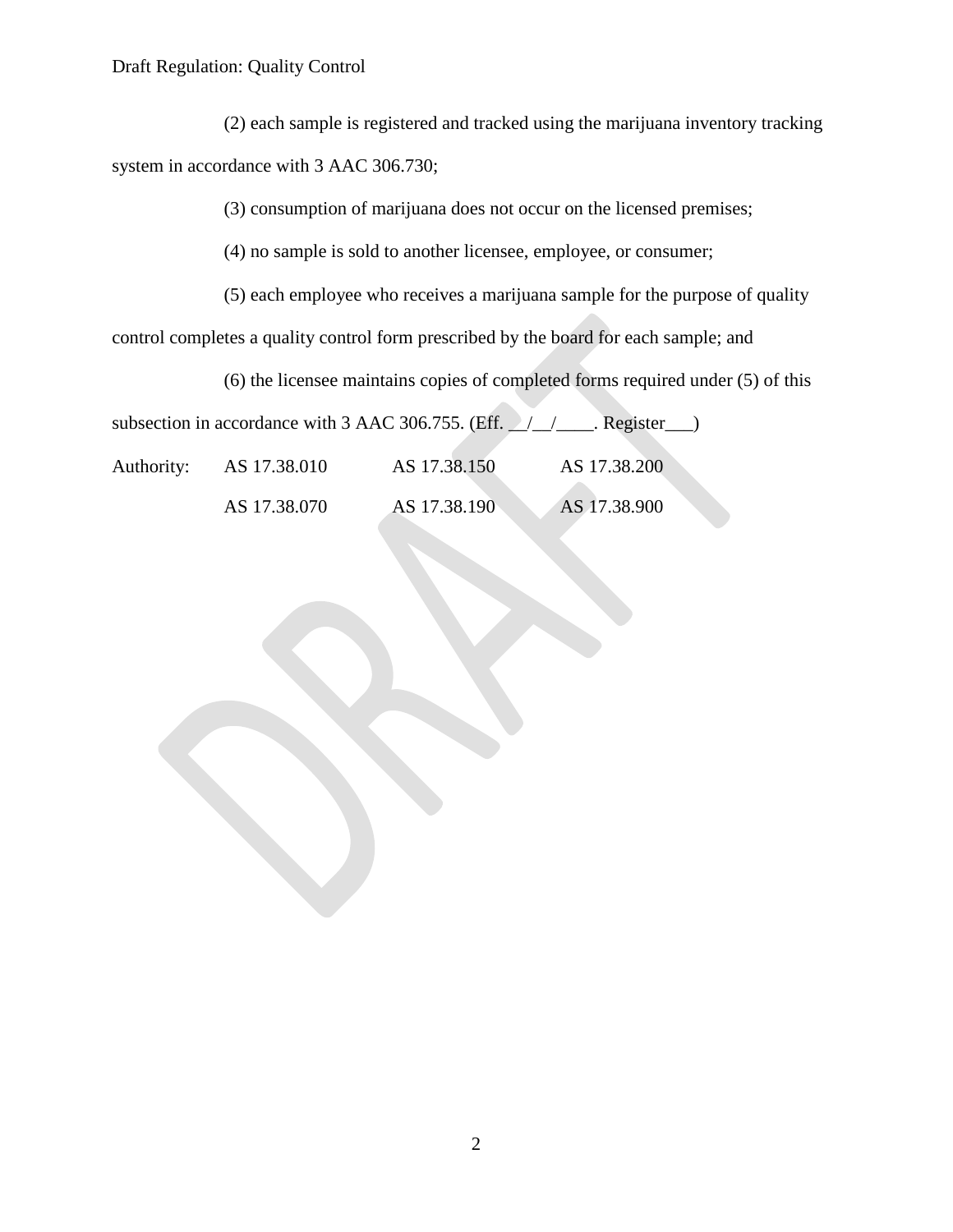(2) each sample is registered and tracked using the marijuana inventory tracking system in accordance with 3 AAC 306.730;

(3) consumption of marijuana does not occur on the licensed premises;

(4) no sample is sold to another licensee, employee, or consumer;

(5) each employee who receives a marijuana sample for the purpose of quality control completes a quality control form prescribed by the board for each sample; and

(6) the licensee maintains copies of completed forms required under (5) of this subsection in accordance with 3 AAC 306.755. (Eff. __/__/____. Register___)

| | | | |
|---|---|---|---|
| Authority: | AS 17.38.010 | AS 17.38.150 | AS 17.38.200 |
| | AS 17.38.070 | AS 17.38.190 | AS 17.38.900 |